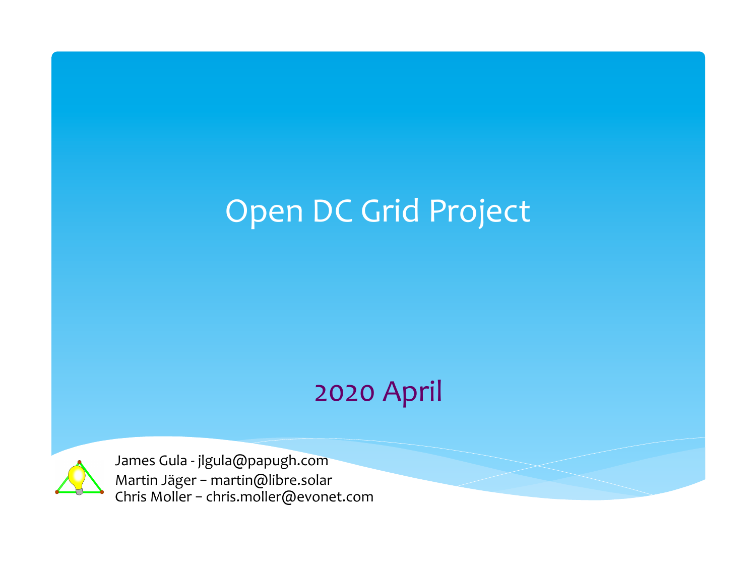# Open DC Grid Project

2020 April

James Gula - jlgula@papugh.com
Martin Jäger – martin@libre.solar
Chris Moller – chris.moller@evonet.com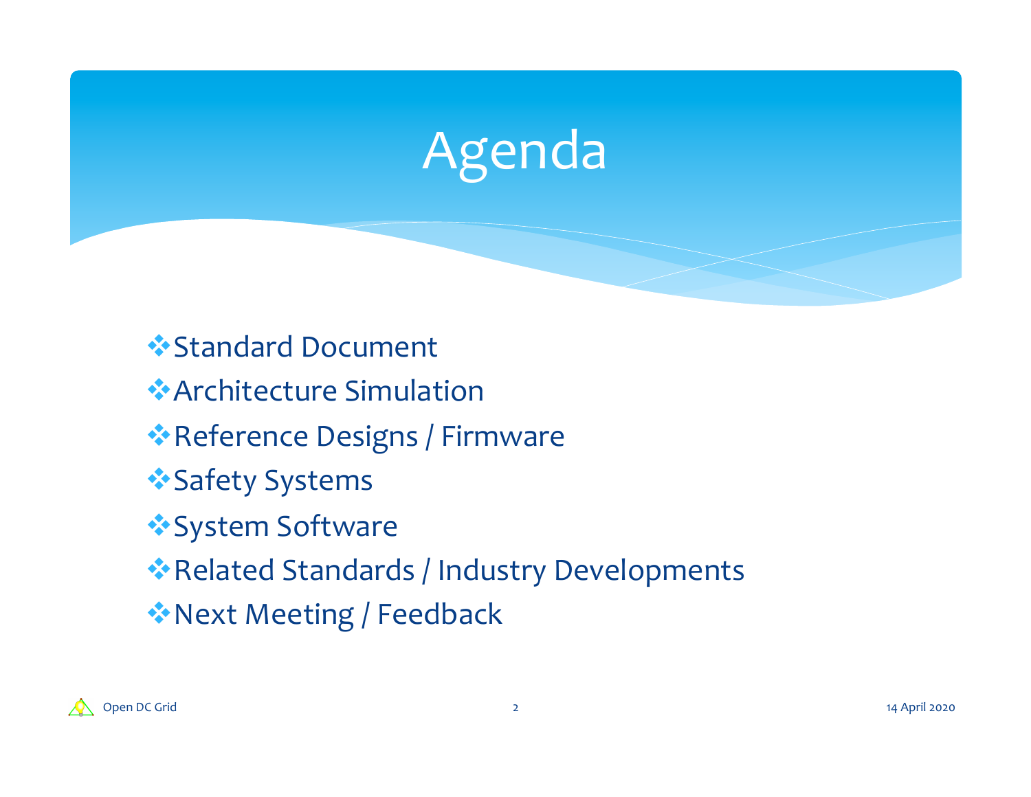# Agenda

- Standard Document
- Architecture Simulation
- Reference Designs / Firmware
- Safety Systems
- System Software
- Related Standards / Industry Developments
- Next Meeting / Feedback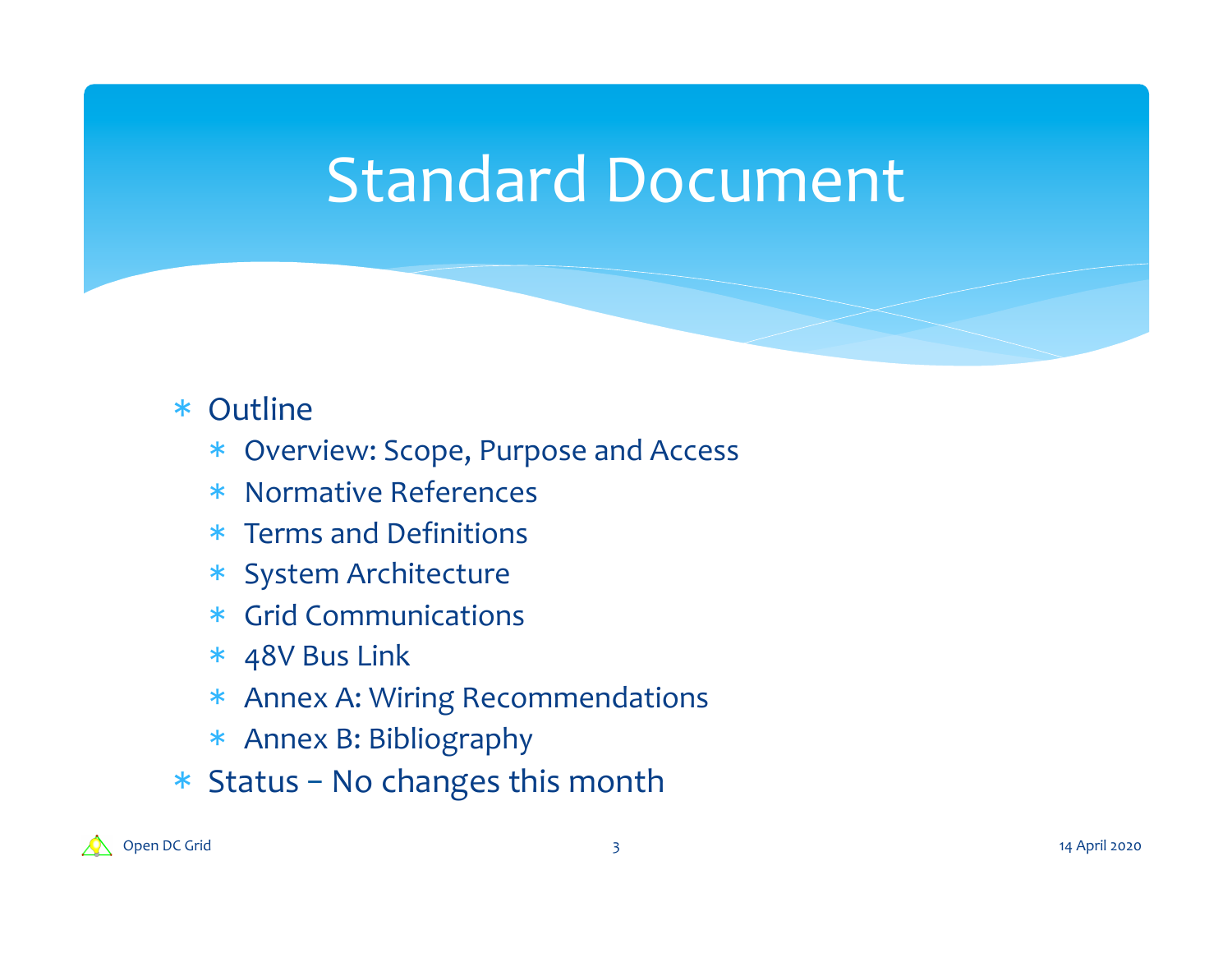# Standard Document

- Outline
  - Overview: Scope, Purpose and Access
  - Normative References
  - Terms and Definitions
  - System Architecture
  - Grid Communications
  - 48V Bus Link
  - Annex A: Wiring Recommendations
  - Annex B: Bibliography
- Status – No changes this month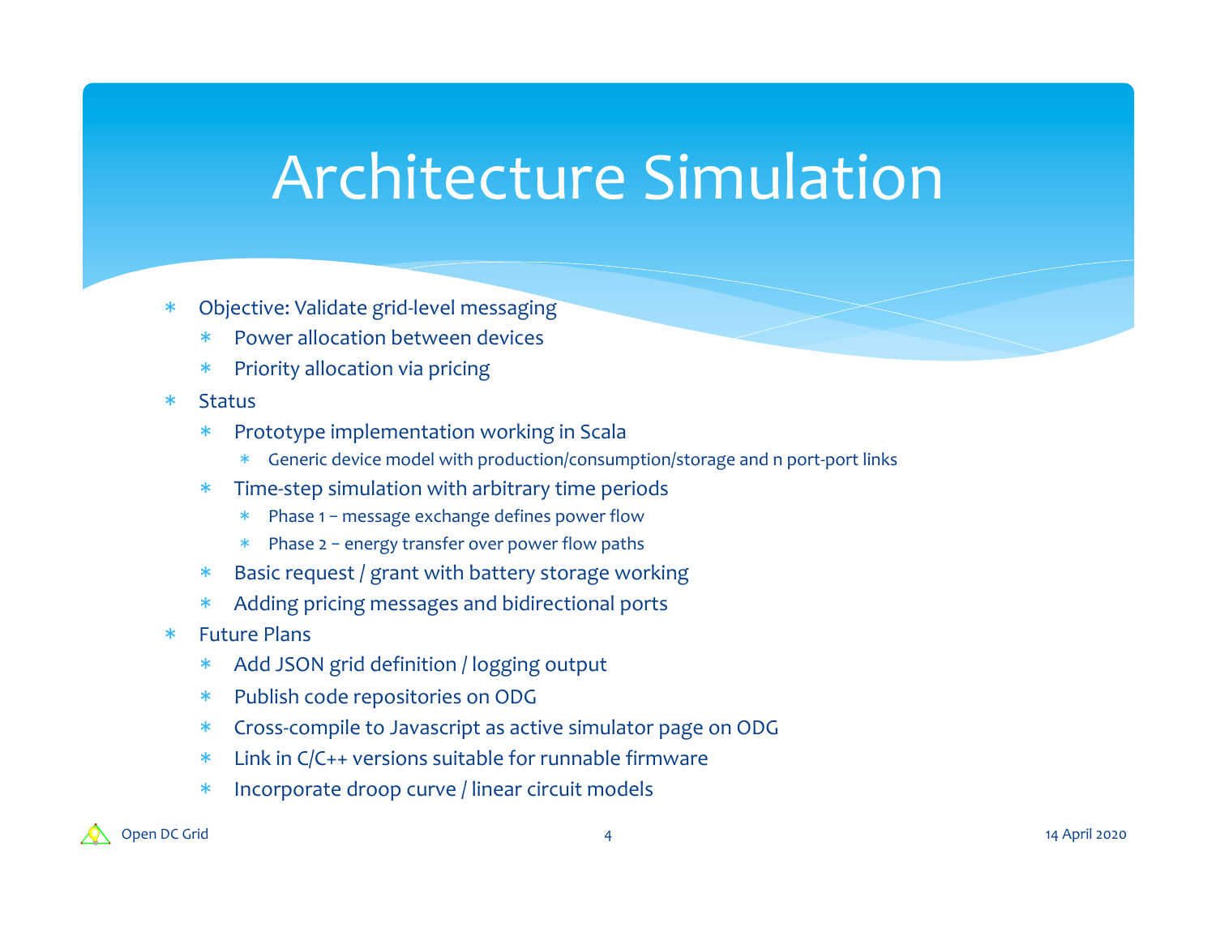# Architecture Simulation

- Objective: Validate grid-level messaging
  - Power allocation between devices
  - Priority allocation via pricing
- Status
  - Prototype implementation working in Scala
    - Generic device model with production/consumption/storage and n port-port links
  - Time-step simulation with arbitrary time periods
    - Phase 1 – message exchange defines power flow
    - Phase 2 – energy transfer over power flow paths
  - Basic request / grant with battery storage working
  - Adding pricing messages and bidirectional ports
- Future Plans
  - Add JSON grid definition / logging output
  - Publish code repositories on ODG
  - Cross-compile to Javascript as active simulator page on ODG
  - Link in C/C++ versions suitable for runnable firmware
  - Incorporate droop curve / linear circuit models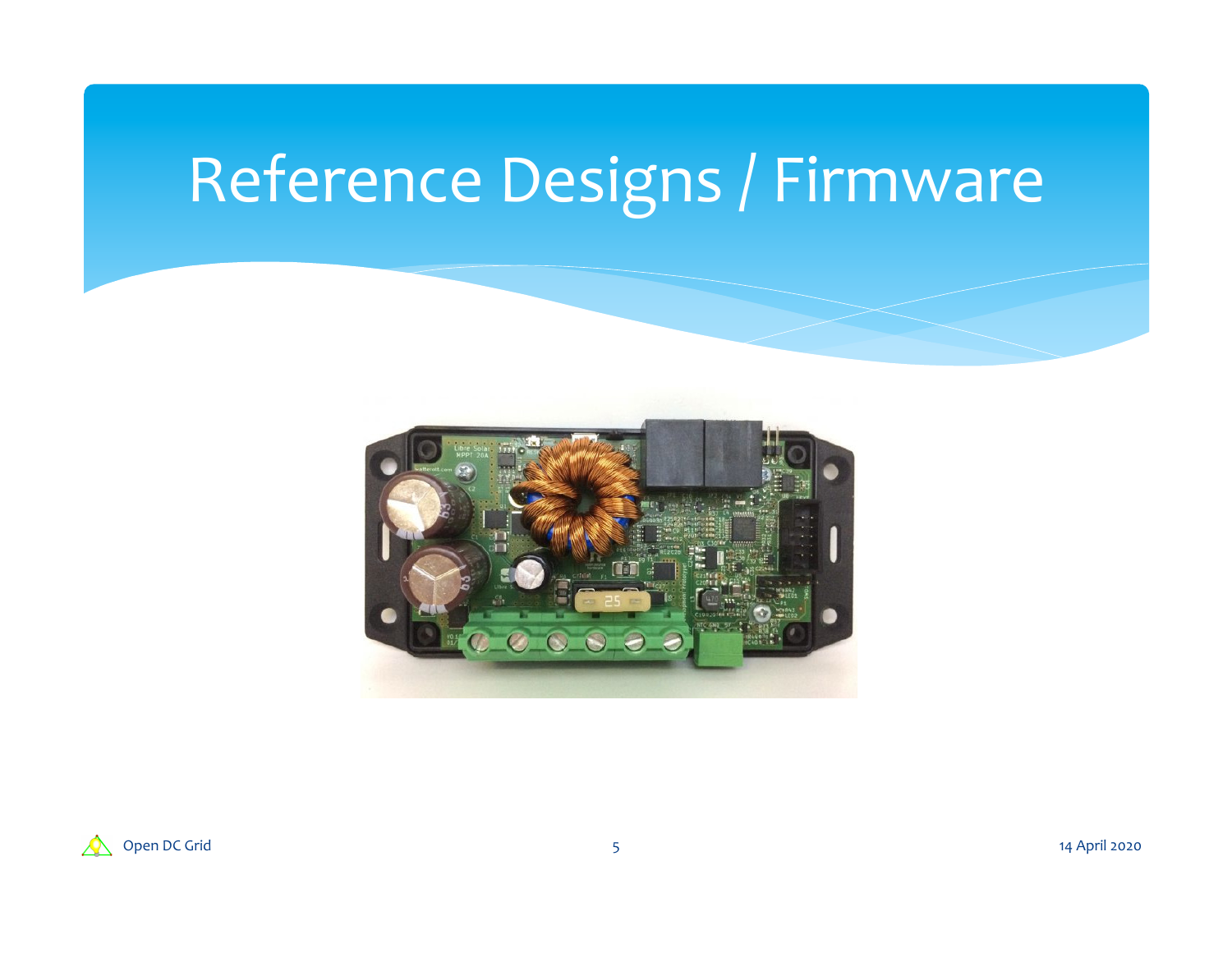# Reference Designs / Firmware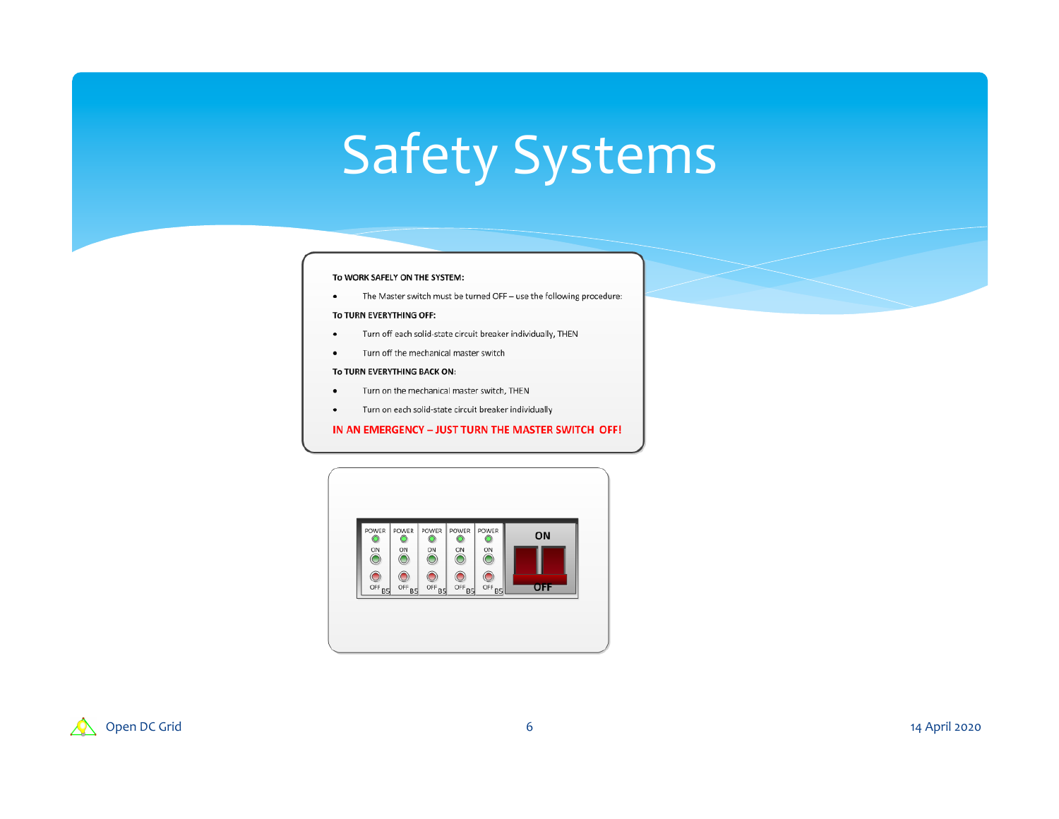# Safety Systems

**To WORK SAFELY ON THE SYSTEM:**

- The Master switch must be turned OFF – use the following procedure:

**To TURN EVERYTHING OFF:**

- Turn off each solid-state circuit breaker individually, THEN
- Turn off the mechanical master switch

**To TURN EVERYTHING BACK ON:**

- Turn on the mechanical master switch, THEN
- Turn on each solid-state circuit breaker individually

**IN AN EMERGENCY – JUST TURN THE MASTER SWITCH OFF!**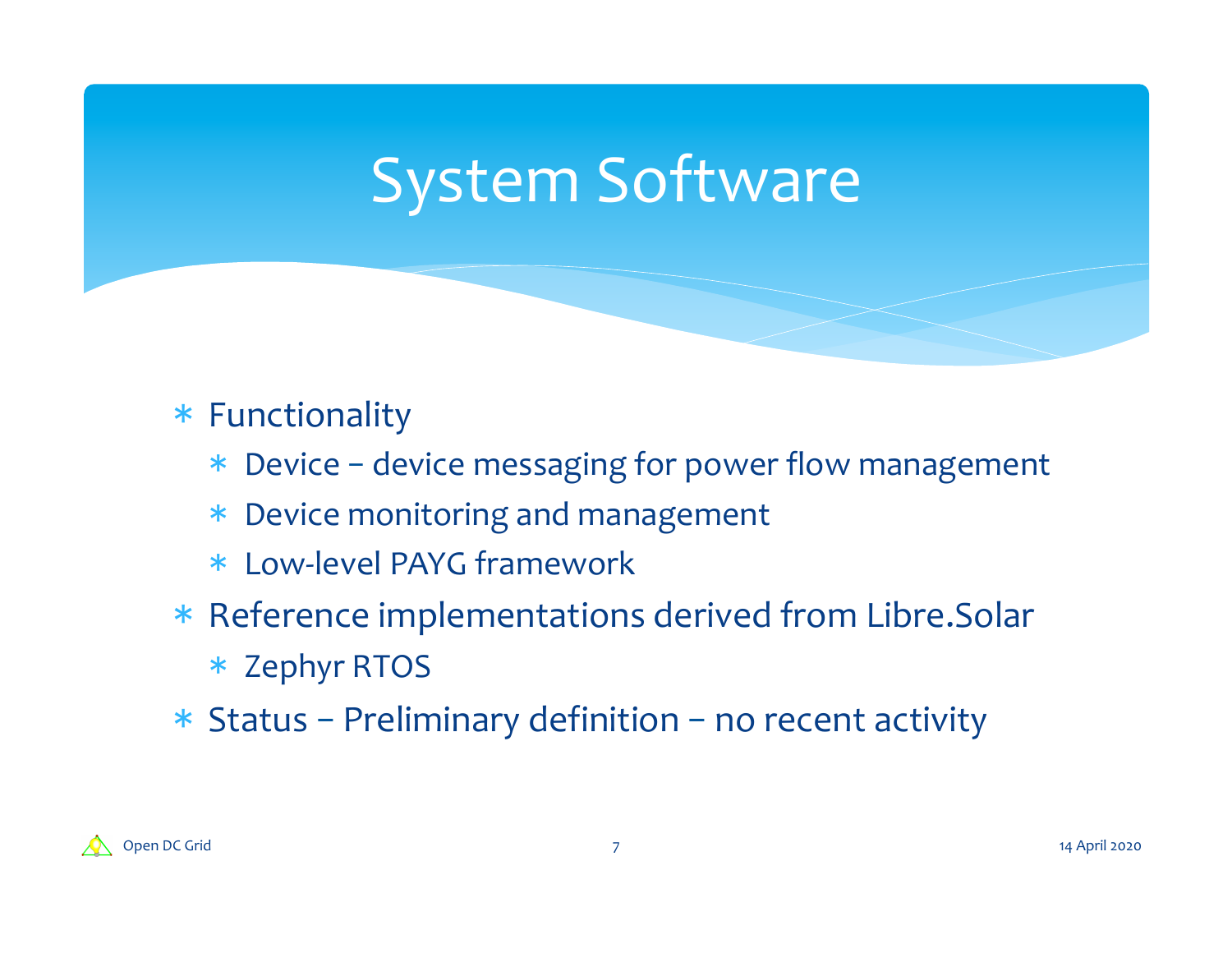# System Software

- Functionality
  - Device – device messaging for power flow management
  - Device monitoring and management
  - Low-level PAYG framework
- Reference implementations derived from Libre.Solar
  - Zephyr RTOS
- Status – Preliminary definition – no recent activity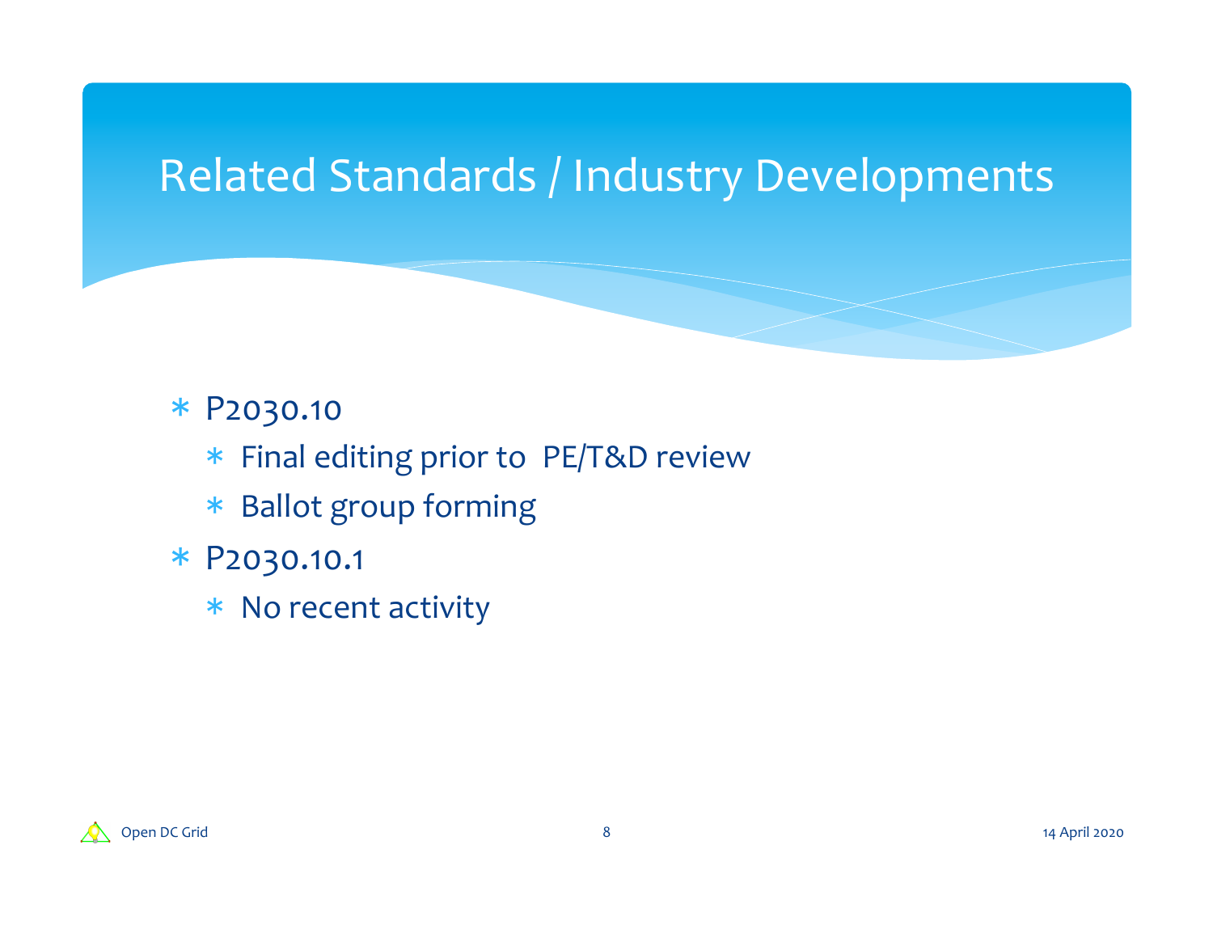# Related Standards / Industry Developments

* P2030.10
  * Final editing prior to PE/T&D review
  * Ballot group forming
* P2030.10.1
  * No recent activity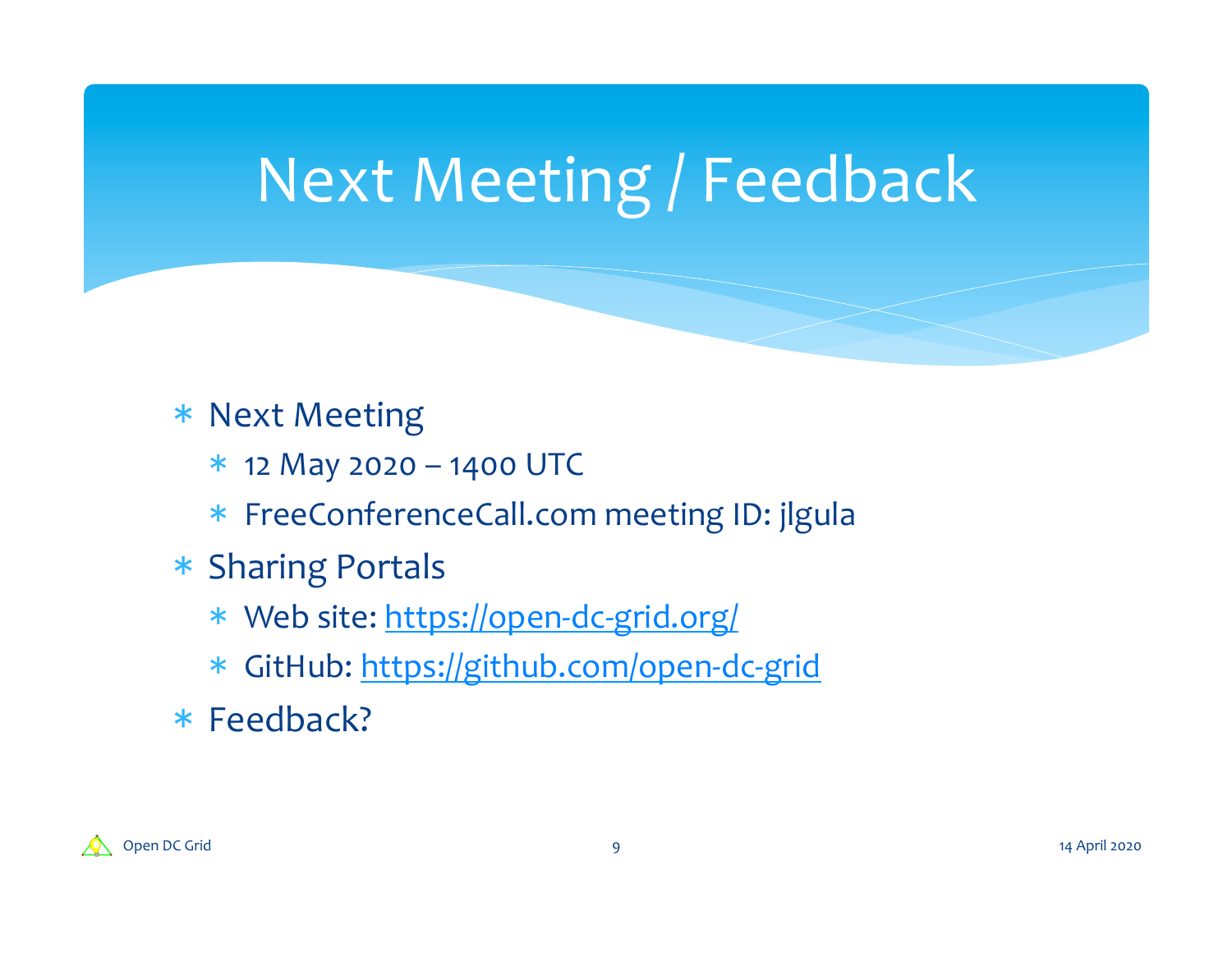# Next Meeting / Feedback

* Next Meeting
  * 12 May 2020 – 1400 UTC
  * FreeConferenceCall.com meeting ID: jlgula
* Sharing Portals
  * Web site: [https://open-dc-grid.org/](https://open-dc-grid.org/)
  * GitHub: [https://github.com/open-dc-grid](https://github.com/open-dc-grid)
* Feedback?